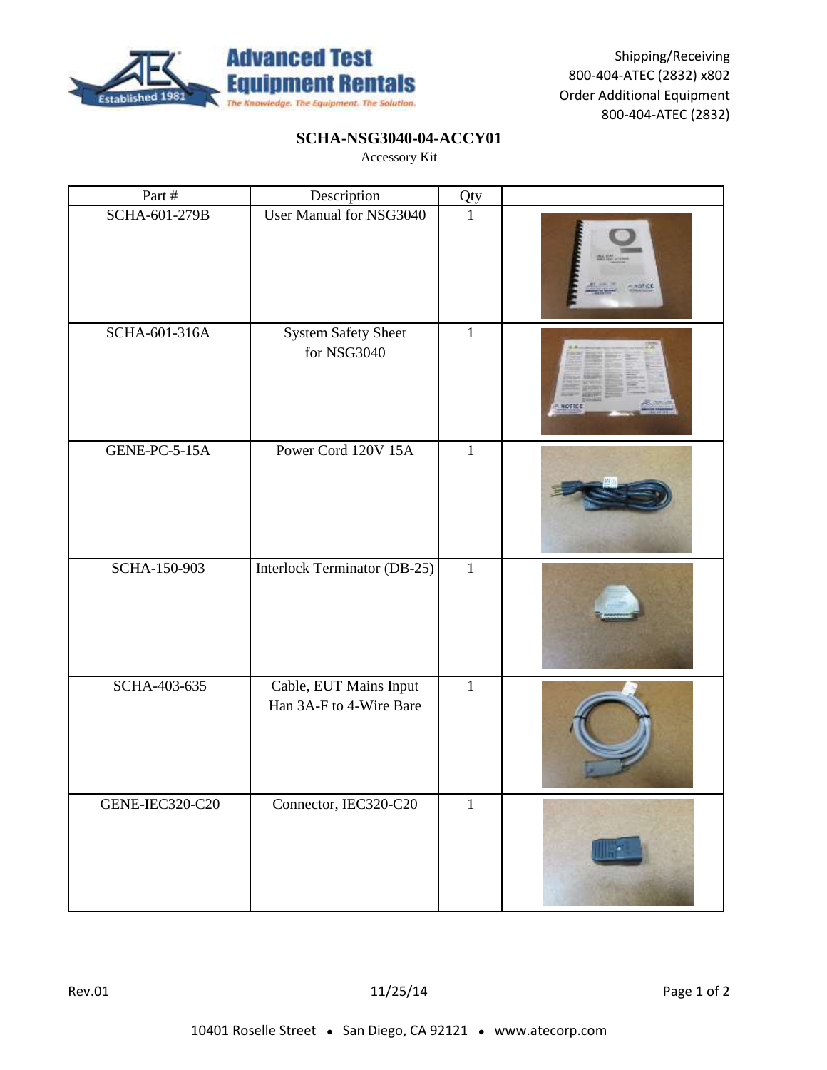Advanced Test Equipment Rentals

*The Knowledge. The Equipment. The Solution.*

Established 1981

Shipping/Receiving
800-404-ATEC (2832) x802
Order Additional Equipment
800-404-ATEC (2832)

# SCHA-NSG3040-04-ACCY01

Accessory Kit

| Part # | Description | Qty | |
|---|---|---|---|
| SCHA-601-279B | User Manual for NSG3040 | 1 | |
| SCHA-601-316A | System Safety Sheet for NSG3040 | 1 | |
| GENE-PC-5-15A | Power Cord 120V 15A | 1 | |
| SCHA-150-903 | Interlock Terminator (DB-25) | 1 | |
| SCHA-403-635 | Cable, EUT Mains Input Han 3A-F to 4-Wire Bare | 1 | |
| GENE-IEC320-C20 | Connector, IEC320-C20 | 1 | |

Rev.01 11/25/14

10401 Roselle Street • San Diego, CA 92121 • www.atecorp.com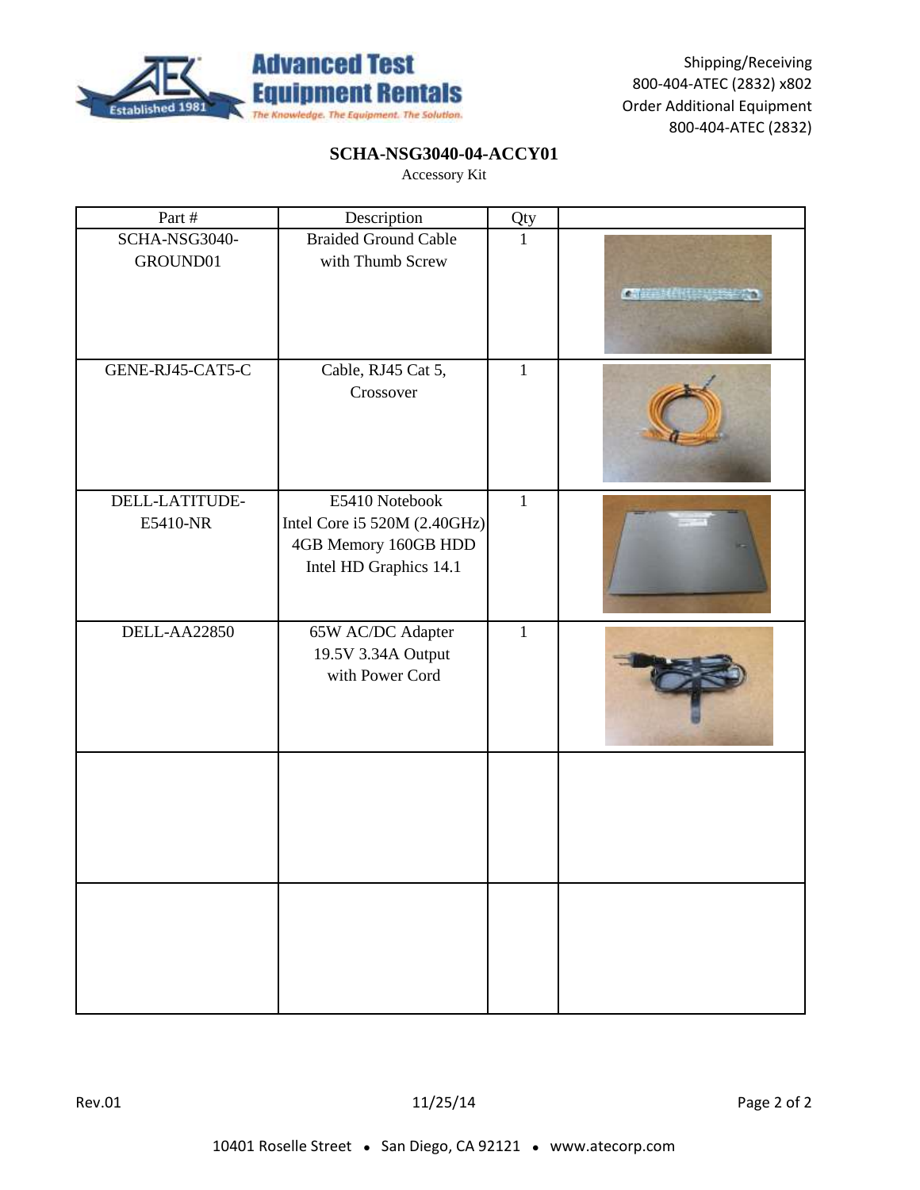Shipping/Receiving
800-404-ATEC (2832) x802
Order Additional Equipment
800-404-ATEC (2832)

## SCHA-NSG3040-04-ACCY01

Accessory Kit

| Part # | Description | Qty | |
|---|---|---|---|
| SCHA-NSG3040-GROUND01 | Braided Ground Cable with Thumb Screw | 1 | |
| GENE-RJ45-CAT5-C | Cable, RJ45 Cat 5, Crossover | 1 | |
| DELL-LATITUDE-E5410-NR | E5410 Notebook Intel Core i5 520M (2.40GHz) 4GB Memory 160GB HDD Intel HD Graphics 14.1 | 1 | |
| DELL-AA22850 | 65W AC/DC Adapter 19.5V 3.34A Output with Power Cord | 1 | |
| | | | |
| | | | |

Rev.01 11/25/14

10401 Roselle Street • San Diego, CA 92121 • www.atecorp.com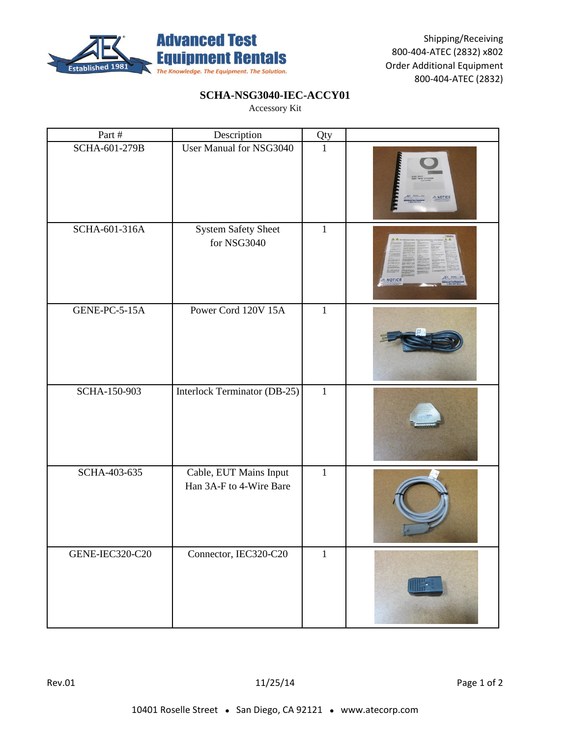Shipping/Receiving
800-404-ATEC (2832) x802
Order Additional Equipment
800-404-ATEC (2832)

# SCHA-NSG3040-IEC-ACCY01

Accessory Kit

| Part # | Description | Qty | |
|---|---|---|---|
| SCHA-601-279B | User Manual for NSG3040 | 1 | |
| SCHA-601-316A | System Safety Sheet for NSG3040 | 1 | |
| GENE-PC-5-15A | Power Cord 120V 15A | 1 | |
| SCHA-150-903 | Interlock Terminator (DB-25) | 1 | |
| SCHA-403-635 | Cable, EUT Mains Input Han 3A-F to 4-Wire Bare | 1 | |
| GENE-IEC320-C20 | Connector, IEC320-C20 | 1 | |

Rev.01 11/25/14

10401 Roselle Street • San Diego, CA 92121 • www.atecorp.com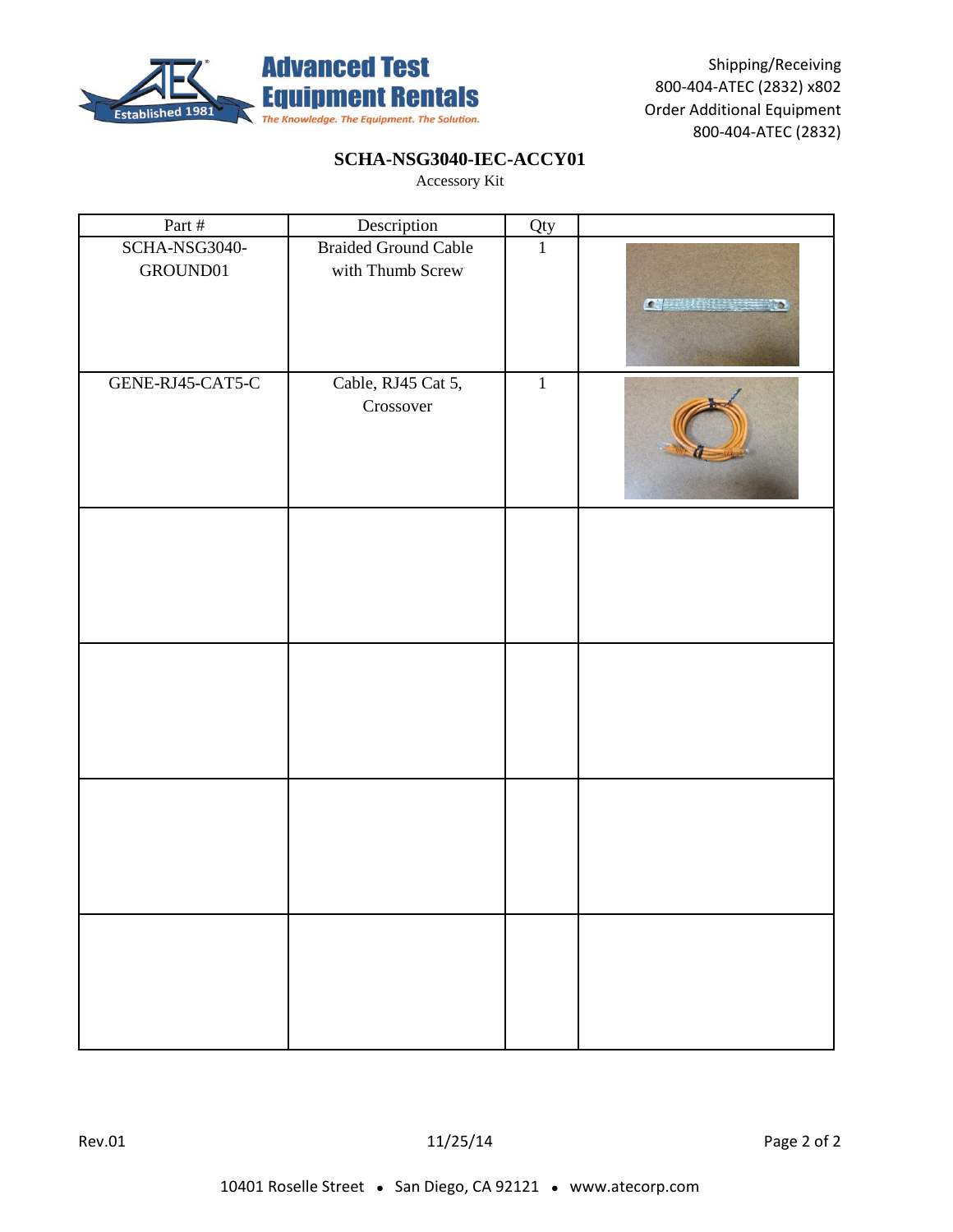**SCHA-NSG3040-IEC-ACCY01**

Accessory Kit

| Part # | Description | Qty | |
|---|---|---|---|
| SCHA-NSG3040-GROUND01 | Braided Ground Cable with Thumb Screw | 1 | |
| GENE-RJ45-CAT5-C | Cable, RJ45 Cat 5, Crossover | 1 | |
| | | | |
| | | | |
| | | | |
| | | | |

Rev.01 11/25/14

10401 Roselle Street • San Diego, CA 92121 • www.atecorp.com